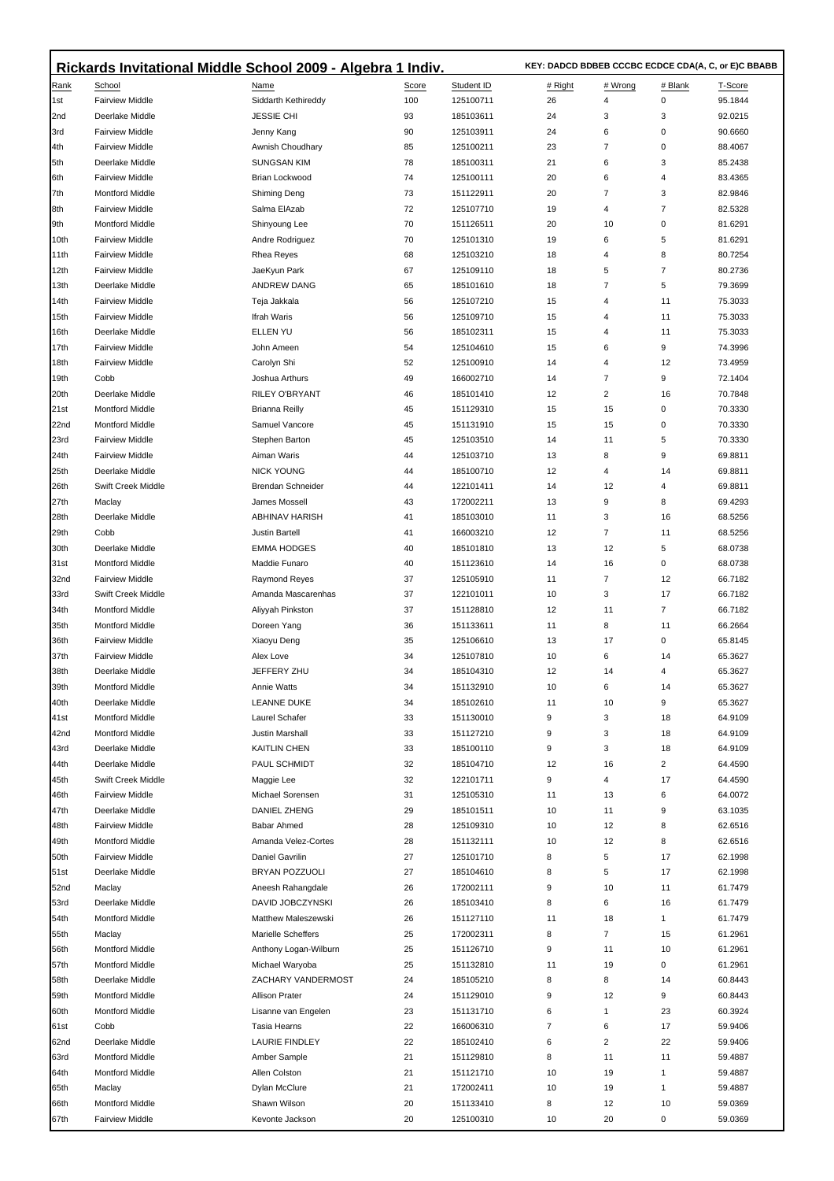## Rickards Invitational Middle School 2009 - Algebra 1 Indiv.

**KEY: DADCD BDBEB CCCBC ECDCE CDA(A, C, or E)C BBABB**

| Rank | School | Name | Score | Student ID | # Right | # Wrong | # Blank | T-Score |
|---|---|---|---|---|---|---|---|---|
| 1st | Fairview Middle | Siddarth Kethireddy | 100 | 125100711 | 26 | 4 | 0 | 95.1844 |
| 2nd | Deerlake Middle | JESSIE CHI | 93 | 185103611 | 24 | 3 | 3 | 92.0215 |
| 3rd | Fairview Middle | Jenny Kang | 90 | 125103911 | 24 | 6 | 0 | 90.6660 |
| 4th | Fairview Middle | Awnish Choudhary | 85 | 125100211 | 23 | 7 | 0 | 88.4067 |
| 5th | Deerlake Middle | SUNGSAN KIM | 78 | 185100311 | 21 | 6 | 3 | 85.2438 |
| 6th | Fairview Middle | Brian Lockwood | 74 | 125100111 | 20 | 6 | 4 | 83.4365 |
| 7th | Montford Middle | Shiming Deng | 73 | 151122911 | 20 | 7 | 3 | 82.9846 |
| 8th | Fairview Middle | Salma ElAzab | 72 | 125107710 | 19 | 4 | 7 | 82.5328 |
| 9th | Montford Middle | Shinyoung Lee | 70 | 151126511 | 20 | 10 | 0 | 81.6291 |
| 10th | Fairview Middle | Andre Rodriguez | 70 | 125101310 | 19 | 6 | 5 | 81.6291 |
| 11th | Fairview Middle | Rhea Reyes | 68 | 125103210 | 18 | 4 | 8 | 80.7254 |
| 12th | Fairview Middle | JaeKyun Park | 67 | 125109110 | 18 | 5 | 7 | 80.2736 |
| 13th | Deerlake Middle | ANDREW DANG | 65 | 185101610 | 18 | 7 | 5 | 79.3699 |
| 14th | Fairview Middle | Teja Jakkala | 56 | 125107210 | 15 | 4 | 11 | 75.3033 |
| 15th | Fairview Middle | Ifrah Waris | 56 | 125109710 | 15 | 4 | 11 | 75.3033 |
| 16th | Deerlake Middle | ELLEN YU | 56 | 185102311 | 15 | 4 | 11 | 75.3033 |
| 17th | Fairview Middle | John Ameen | 54 | 125104610 | 15 | 6 | 9 | 74.3996 |
| 18th | Fairview Middle | Carolyn Shi | 52 | 125100910 | 14 | 4 | 12 | 73.4959 |
| 19th | Cobb | Joshua Arthurs | 49 | 166002710 | 14 | 7 | 9 | 72.1404 |
| 20th | Deerlake Middle | RILEY O'BRYANT | 46 | 185101410 | 12 | 2 | 16 | 70.7848 |
| 21st | Montford Middle | Brianna Reilly | 45 | 151129310 | 15 | 15 | 0 | 70.3330 |
| 22nd | Montford Middle | Samuel Vancore | 45 | 151131910 | 15 | 15 | 0 | 70.3330 |
| 23rd | Fairview Middle | Stephen Barton | 45 | 125103510 | 14 | 11 | 5 | 70.3330 |
| 24th | Fairview Middle | Aiman Waris | 44 | 125103710 | 13 | 8 | 9 | 69.8811 |
| 25th | Deerlake Middle | NICK YOUNG | 44 | 185100710 | 12 | 4 | 14 | 69.8811 |
| 26th | Swift Creek Middle | Brendan Schneider | 44 | 122101411 | 14 | 12 | 4 | 69.8811 |
| 27th | Maclay | James Mossell | 43 | 172002211 | 13 | 9 | 8 | 69.4293 |
| 28th | Deerlake Middle | ABHINAV HARISH | 41 | 185103010 | 11 | 3 | 16 | 68.5256 |
| 29th | Cobb | Justin Bartell | 41 | 166003210 | 12 | 7 | 11 | 68.5256 |
| 30th | Deerlake Middle | EMMA HODGES | 40 | 185101810 | 13 | 12 | 5 | 68.0738 |
| 31st | Montford Middle | Maddie Funaro | 40 | 151123610 | 14 | 16 | 0 | 68.0738 |
| 32nd | Fairview Middle | Raymond Reyes | 37 | 125105910 | 11 | 7 | 12 | 66.7182 |
| 33rd | Swift Creek Middle | Amanda Mascarenhas | 37 | 122101011 | 10 | 3 | 17 | 66.7182 |
| 34th | Montford Middle | Aliyyah Pinkston | 37 | 151128810 | 12 | 11 | 7 | 66.7182 |
| 35th | Montford Middle | Doreen Yang | 36 | 151133611 | 11 | 8 | 11 | 66.2664 |
| 36th | Fairview Middle | Xiaoyu Deng | 35 | 125106610 | 13 | 17 | 0 | 65.8145 |
| 37th | Fairview Middle | Alex Love | 34 | 125107810 | 10 | 6 | 14 | 65.3627 |
| 38th | Deerlake Middle | JEFFERY ZHU | 34 | 185104310 | 12 | 14 | 4 | 65.3627 |
| 39th | Montford Middle | Annie Watts | 34 | 151132910 | 10 | 6 | 14 | 65.3627 |
| 40th | Deerlake Middle | LEANNE DUKE | 34 | 185102610 | 11 | 10 | 9 | 65.3627 |
| 41st | Montford Middle | Laurel Schafer | 33 | 151130010 | 9 | 3 | 18 | 64.9109 |
| 42nd | Montford Middle | Justin Marshall | 33 | 151127210 | 9 | 3 | 18 | 64.9109 |
| 43rd | Deerlake Middle | KAITLIN CHEN | 33 | 185100110 | 9 | 3 | 18 | 64.9109 |
| 44th | Deerlake Middle | PAUL SCHMIDT | 32 | 185104710 | 12 | 16 | 2 | 64.4590 |
| 45th | Swift Creek Middle | Maggie Lee | 32 | 122101711 | 9 | 4 | 17 | 64.4590 |
| 46th | Fairview Middle | Michael Sorensen | 31 | 125105310 | 11 | 13 | 6 | 64.0072 |
| 47th | Deerlake Middle | DANIEL ZHENG | 29 | 185101511 | 10 | 11 | 9 | 63.1035 |
| 48th | Fairview Middle | Babar Ahmed | 28 | 125109310 | 10 | 12 | 8 | 62.6516 |
| 49th | Montford Middle | Amanda Velez-Cortes | 28 | 151132111 | 10 | 12 | 8 | 62.6516 |
| 50th | Fairview Middle | Daniel Gavrilin | 27 | 125101710 | 8 | 5 | 17 | 62.1998 |
| 51st | Deerlake Middle | BRYAN POZZUOLI | 27 | 185104610 | 8 | 5 | 17 | 62.1998 |
| 52nd | Maclay | Aneesh Rahangdale | 26 | 172002111 | 9 | 10 | 11 | 61.7479 |
| 53rd | Deerlake Middle | DAVID JOBCZYNSKI | 26 | 185103410 | 8 | 6 | 16 | 61.7479 |
| 54th | Montford Middle | Matthew Maleszewski | 26 | 151127110 | 11 | 18 | 1 | 61.7479 |
| 55th | Maclay | Marielle Scheffers | 25 | 172002311 | 8 | 7 | 15 | 61.2961 |
| 56th | Montford Middle | Anthony Logan-Wilburn | 25 | 151126710 | 9 | 11 | 10 | 61.2961 |
| 57th | Montford Middle | Michael Waryoba | 25 | 151132810 | 11 | 19 | 0 | 61.2961 |
| 58th | Deerlake Middle | ZACHARY VANDERMOST | 24 | 185105210 | 8 | 8 | 14 | 60.8443 |
| 59th | Montford Middle | Allison Prater | 24 | 151129010 | 9 | 12 | 9 | 60.8443 |
| 60th | Montford Middle | Lisanne van Engelen | 23 | 151131710 | 6 | 1 | 23 | 60.3924 |
| 61st | Cobb | Tasia Hearns | 22 | 166006310 | 7 | 6 | 17 | 59.9406 |
| 62nd | Deerlake Middle | LAURIE FINDLEY | 22 | 185102410 | 6 | 2 | 22 | 59.9406 |
| 63rd | Montford Middle | Amber Sample | 21 | 151129810 | 8 | 11 | 11 | 59.4887 |
| 64th | Montford Middle | Allen Colston | 21 | 151121710 | 10 | 19 | 1 | 59.4887 |
| 65th | Maclay | Dylan McClure | 21 | 172002411 | 10 | 19 | 1 | 59.4887 |
| 66th | Montford Middle | Shawn Wilson | 20 | 151133410 | 8 | 12 | 10 | 59.0369 |
| 67th | Fairview Middle | Kevonte Jackson | 20 | 125100310 | 10 | 20 | 0 | 59.0369 |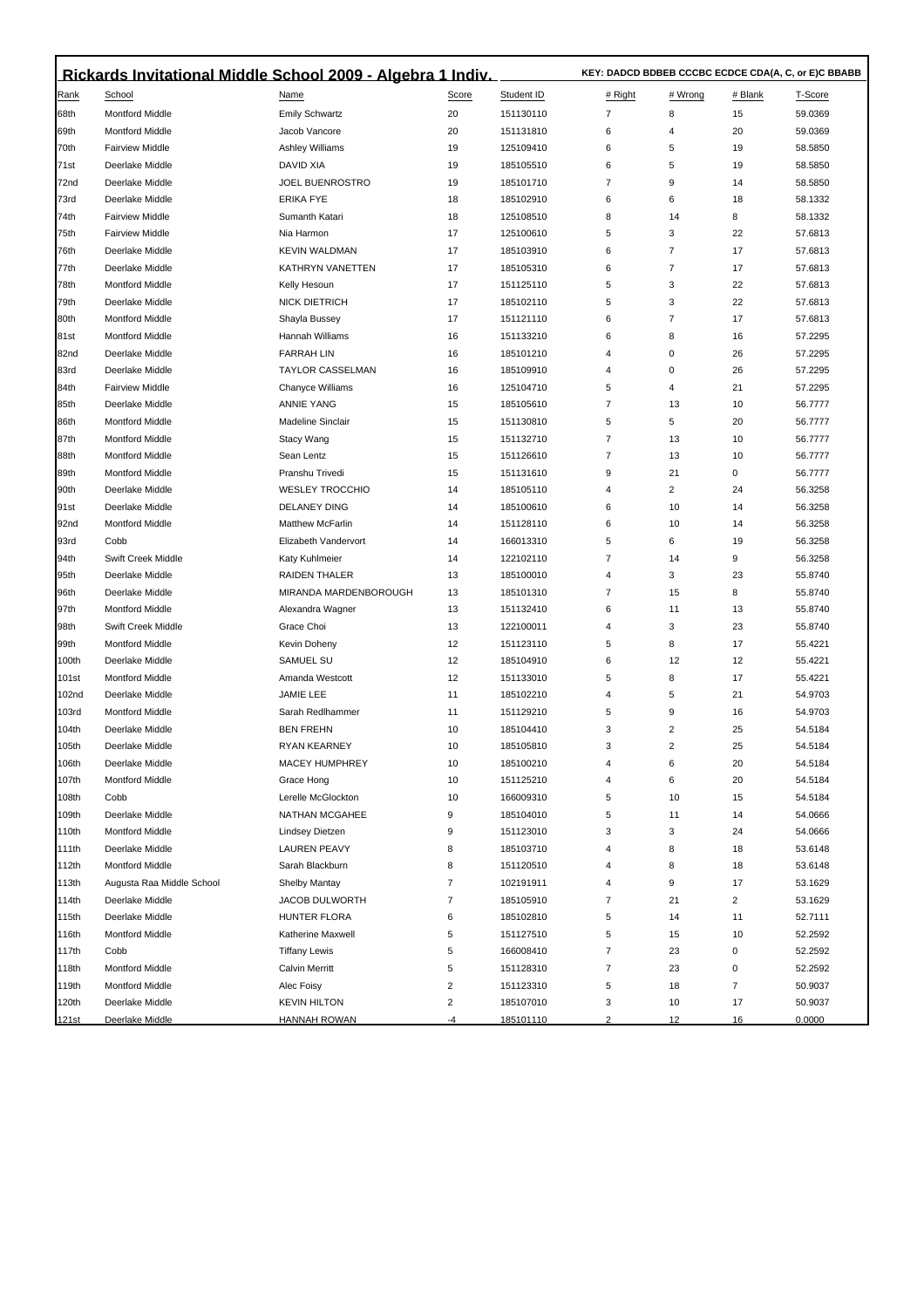## Rickards Invitational Middle School 2009 - Algebra 1 Indiv.

**KEY: DADCD BDBEB CCCBC ECDCE CDA(A, C, or E)C BBABB**

| Rank | School | Name | Score | Student ID | # Right | # Wrong | # Blank | T-Score |
|---|---|---|---|---|---|---|---|---|
| 68th | Montford Middle | Emily Schwartz | 20 | 151130110 | 7 | 8 | 15 | 59.0369 |
| 69th | Montford Middle | Jacob Vancore | 20 | 151131810 | 6 | 4 | 20 | 59.0369 |
| 70th | Fairview Middle | Ashley Williams | 19 | 125109410 | 6 | 5 | 19 | 58.5850 |
| 71st | Deerlake Middle | DAVID XIA | 19 | 185105510 | 6 | 5 | 19 | 58.5850 |
| 72nd | Deerlake Middle | JOEL BUENROSTRO | 19 | 185101710 | 7 | 9 | 14 | 58.5850 |
| 73rd | Deerlake Middle | ERIKA FYE | 18 | 185102910 | 6 | 6 | 18 | 58.1332 |
| 74th | Fairview Middle | Sumanth Katari | 18 | 125108510 | 8 | 14 | 8 | 58.1332 |
| 75th | Fairview Middle | Nia Harmon | 17 | 125100610 | 5 | 3 | 22 | 57.6813 |
| 76th | Deerlake Middle | KEVIN WALDMAN | 17 | 185103910 | 6 | 7 | 17 | 57.6813 |
| 77th | Deerlake Middle | KATHRYN VANETTEN | 17 | 185105310 | 6 | 7 | 17 | 57.6813 |
| 78th | Montford Middle | Kelly Hesoun | 17 | 151125110 | 5 | 3 | 22 | 57.6813 |
| 79th | Deerlake Middle | NICK DIETRICH | 17 | 185102110 | 5 | 3 | 22 | 57.6813 |
| 80th | Montford Middle | Shayla Bussey | 17 | 151121110 | 6 | 7 | 17 | 57.6813 |
| 81st | Montford Middle | Hannah Williams | 16 | 151133210 | 6 | 8 | 16 | 57.2295 |
| 82nd | Deerlake Middle | FARRAH LIN | 16 | 185101210 | 4 | 0 | 26 | 57.2295 |
| 83rd | Deerlake Middle | TAYLOR CASSELMAN | 16 | 185109910 | 4 | 0 | 26 | 57.2295 |
| 84th | Fairview Middle | Chanyce Williams | 16 | 125104710 | 5 | 4 | 21 | 57.2295 |
| 85th | Deerlake Middle | ANNIE YANG | 15 | 185105610 | 7 | 13 | 10 | 56.7777 |
| 86th | Montford Middle | Madeline Sinclair | 15 | 151130810 | 5 | 5 | 20 | 56.7777 |
| 87th | Montford Middle | Stacy Wang | 15 | 151132710 | 7 | 13 | 10 | 56.7777 |
| 88th | Montford Middle | Sean Lentz | 15 | 151126610 | 7 | 13 | 10 | 56.7777 |
| 89th | Montford Middle | Pranshu Trivedi | 15 | 151131610 | 9 | 21 | 0 | 56.7777 |
| 90th | Deerlake Middle | WESLEY TROCCHIO | 14 | 185105110 | 4 | 2 | 24 | 56.3258 |
| 91st | Deerlake Middle | DELANEY DING | 14 | 185100610 | 6 | 10 | 14 | 56.3258 |
| 92nd | Montford Middle | Matthew McFarlin | 14 | 151128110 | 6 | 10 | 14 | 56.3258 |
| 93rd | Cobb | Elizabeth Vandervort | 14 | 166013310 | 5 | 6 | 19 | 56.3258 |
| 94th | Swift Creek Middle | Katy Kuhlmeier | 14 | 122102110 | 7 | 14 | 9 | 56.3258 |
| 95th | Deerlake Middle | RAIDEN THALER | 13 | 185100010 | 4 | 3 | 23 | 55.8740 |
| 96th | Deerlake Middle | MIRANDA MARDENBOROUGH | 13 | 185101310 | 7 | 15 | 8 | 55.8740 |
| 97th | Montford Middle | Alexandra Wagner | 13 | 151132410 | 6 | 11 | 13 | 55.8740 |
| 98th | Swift Creek Middle | Grace Choi | 13 | 122100011 | 4 | 3 | 23 | 55.8740 |
| 99th | Montford Middle | Kevin Doheny | 12 | 151123110 | 5 | 8 | 17 | 55.4221 |
| 100th | Deerlake Middle | SAMUEL SU | 12 | 185104910 | 6 | 12 | 12 | 55.4221 |
| 101st | Montford Middle | Amanda Westcott | 12 | 151133010 | 5 | 8 | 17 | 55.4221 |
| 102nd | Deerlake Middle | JAMIE LEE | 11 | 185102210 | 4 | 5 | 21 | 54.9703 |
| 103rd | Montford Middle | Sarah Redlhammer | 11 | 151129210 | 5 | 9 | 16 | 54.9703 |
| 104th | Deerlake Middle | BEN FREHN | 10 | 185104410 | 3 | 2 | 25 | 54.5184 |
| 105th | Deerlake Middle | RYAN KEARNEY | 10 | 185105810 | 3 | 2 | 25 | 54.5184 |
| 106th | Deerlake Middle | MACEY HUMPHREY | 10 | 185100210 | 4 | 6 | 20 | 54.5184 |
| 107th | Montford Middle | Grace Hong | 10 | 151125210 | 4 | 6 | 20 | 54.5184 |
| 108th | Cobb | Lerelle McGlockton | 10 | 166009310 | 5 | 10 | 15 | 54.5184 |
| 109th | Deerlake Middle | NATHAN MCGAHEE | 9 | 185104010 | 5 | 11 | 14 | 54.0666 |
| 110th | Montford Middle | Lindsey Dietzen | 9 | 151123010 | 3 | 3 | 24 | 54.0666 |
| 111th | Deerlake Middle | LAUREN PEAVY | 8 | 185103710 | 4 | 8 | 18 | 53.6148 |
| 112th | Montford Middle | Sarah Blackburn | 8 | 151120510 | 4 | 8 | 18 | 53.6148 |
| 113th | Augusta Raa Middle School | Shelby Mantay | 7 | 102191911 | 4 | 9 | 17 | 53.1629 |
| 114th | Deerlake Middle | JACOB DULWORTH | 7 | 185105910 | 7 | 21 | 2 | 53.1629 |
| 115th | Deerlake Middle | HUNTER FLORA | 6 | 185102810 | 5 | 14 | 11 | 52.7111 |
| 116th | Montford Middle | Katherine Maxwell | 5 | 151127510 | 5 | 15 | 10 | 52.2592 |
| 117th | Cobb | Tiffany Lewis | 5 | 166008410 | 7 | 23 | 0 | 52.2592 |
| 118th | Montford Middle | Calvin Merritt | 5 | 151128310 | 7 | 23 | 0 | 52.2592 |
| 119th | Montford Middle | Alec Foisy | 2 | 151123310 | 5 | 18 | 7 | 50.9037 |
| 120th | Deerlake Middle | KEVIN HILTON | 2 | 185107010 | 3 | 10 | 17 | 50.9037 |
| 121st | Deerlake Middle | HANNAH ROWAN | -4 | 185101110 | 2 | 12 | 16 | 0.0000 |